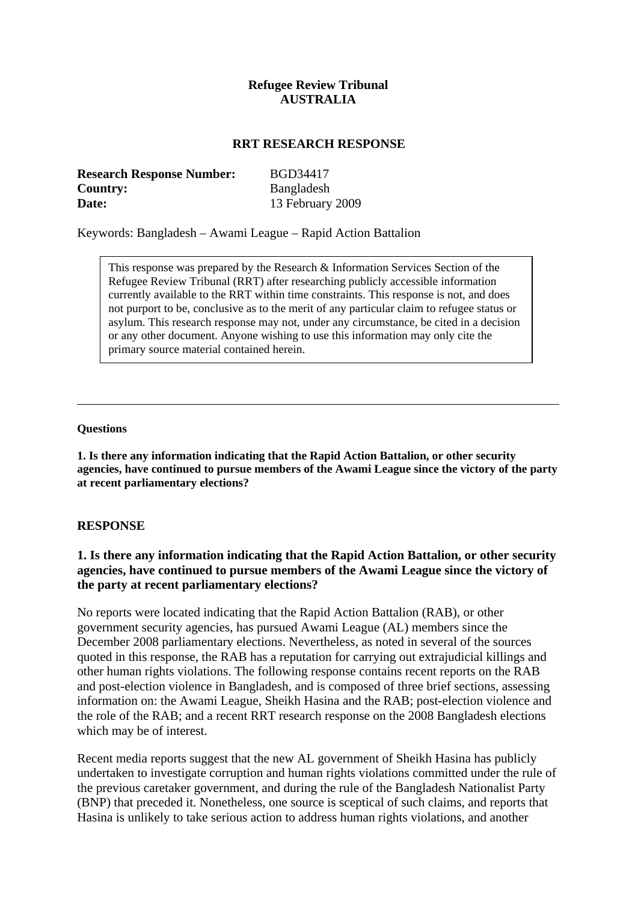**Refugee Review Tribunal**
**AUSTRALIA**

**RRT RESEARCH RESPONSE**

| | |
|---|---|
| **Research Response Number:** | BGD34417 |
| **Country:** | Bangladesh |
| **Date:** | 13 February 2009 |

Keywords: Bangladesh – Awami League – Rapid Action Battalion

> This response was prepared by the Research & Information Services Section of the Refugee Review Tribunal (RRT) after researching publicly accessible information currently available to the RRT within time constraints. This response is not, and does not purport to be, conclusive as to the merit of any particular claim to refugee status or asylum. This research response may not, under any circumstance, be cited in a decision or any other document. Anyone wishing to use this information may only cite the primary source material contained herein.

---

**Questions**

**1. Is there any information indicating that the Rapid Action Battalion, or other security agencies, have continued to pursue members of the Awami League since the victory of the party at recent parliamentary elections?**

## RESPONSE

### 1. Is there any information indicating that the Rapid Action Battalion, or other security agencies, have continued to pursue members of the Awami League since the victory of the party at recent parliamentary elections?

No reports were located indicating that the Rapid Action Battalion (RAB), or other government security agencies, has pursued Awami League (AL) members since the December 2008 parliamentary elections. Nevertheless, as noted in several of the sources quoted in this response, the RAB has a reputation for carrying out extrajudicial killings and other human rights violations. The following response contains recent reports on the RAB and post-election violence in Bangladesh, and is composed of three brief sections, assessing information on: the Awami League, Sheikh Hasina and the RAB; post-election violence and the role of the RAB; and a recent RRT research response on the 2008 Bangladesh elections which may be of interest.

Recent media reports suggest that the new AL government of Sheikh Hasina has publicly undertaken to investigate corruption and human rights violations committed under the rule of the previous caretaker government, and during the rule of the Bangladesh Nationalist Party (BNP) that preceded it. Nonetheless, one source is sceptical of such claims, and reports that Hasina is unlikely to take serious action to address human rights violations, and another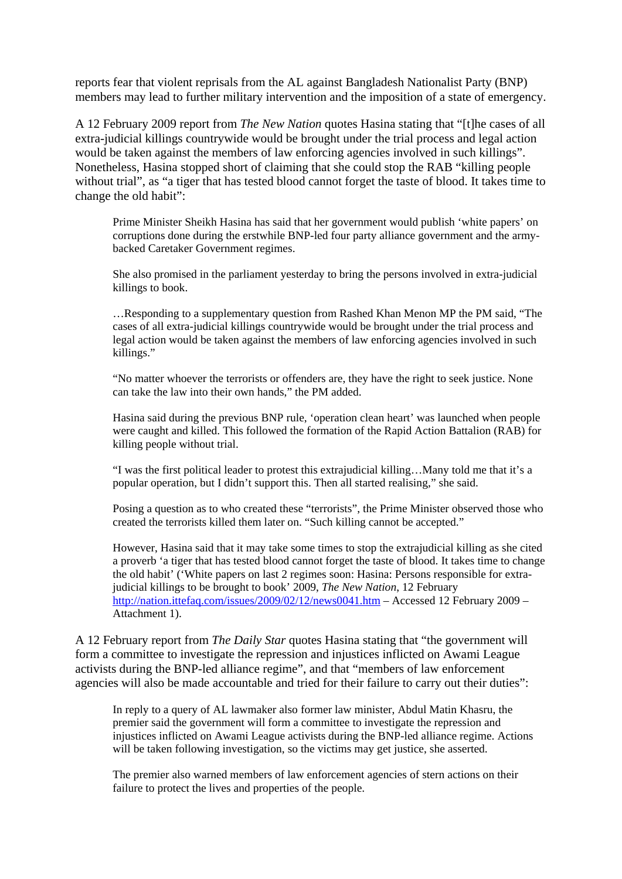reports fear that violent reprisals from the AL against Bangladesh Nationalist Party (BNP) members may lead to further military intervention and the imposition of a state of emergency.

A 12 February 2009 report from *The New Nation* quotes Hasina stating that "[t]he cases of all extra-judicial killings countrywide would be brought under the trial process and legal action would be taken against the members of law enforcing agencies involved in such killings". Nonetheless, Hasina stopped short of claiming that she could stop the RAB "killing people without trial", as "a tiger that has tested blood cannot forget the taste of blood. It takes time to change the old habit":

> Prime Minister Sheikh Hasina has said that her government would publish 'white papers' on corruptions done during the erstwhile BNP-led four party alliance government and the army-backed Caretaker Government regimes.
>
> She also promised in the parliament yesterday to bring the persons involved in extra-judicial killings to book.
>
> …Responding to a supplementary question from Rashed Khan Menon MP the PM said, "The cases of all extra-judicial killings countrywide would be brought under the trial process and legal action would be taken against the members of law enforcing agencies involved in such killings."
>
> "No matter whoever the terrorists or offenders are, they have the right to seek justice. None can take the law into their own hands," the PM added.
>
> Hasina said during the previous BNP rule, 'operation clean heart' was launched when people were caught and killed. This followed the formation of the Rapid Action Battalion (RAB) for killing people without trial.
>
> "I was the first political leader to protest this extrajudicial killing…Many told me that it's a popular operation, but I didn't support this. Then all started realising," she said.
>
> Posing a question as to who created these "terrorists", the Prime Minister observed those who created the terrorists killed them later on. "Such killing cannot be accepted."
>
> However, Hasina said that it may take some times to stop the extrajudicial killing as she cited a proverb 'a tiger that has tested blood cannot forget the taste of blood. It takes time to change the old habit' ('White papers on last 2 regimes soon: Hasina: Persons responsible for extra-judicial killings to be brought to book' 2009, *The New Nation*, 12 February [http://nation.ittefaq.com/issues/2009/02/12/news0041.htm](http://nation.ittefaq.com/issues/2009/02/12/news0041.htm) – Accessed 12 February 2009 – Attachment 1).

A 12 February report from *The Daily Star* quotes Hasina stating that "the government will form a committee to investigate the repression and injustices inflicted on Awami League activists during the BNP-led alliance regime", and that "members of law enforcement agencies will also be made accountable and tried for their failure to carry out their duties":

> In reply to a query of AL lawmaker also former law minister, Abdul Matin Khasru, the premier said the government will form a committee to investigate the repression and injustices inflicted on Awami League activists during the BNP-led alliance regime. Actions will be taken following investigation, so the victims may get justice, she asserted.
>
> The premier also warned members of law enforcement agencies of stern actions on their failure to protect the lives and properties of the people.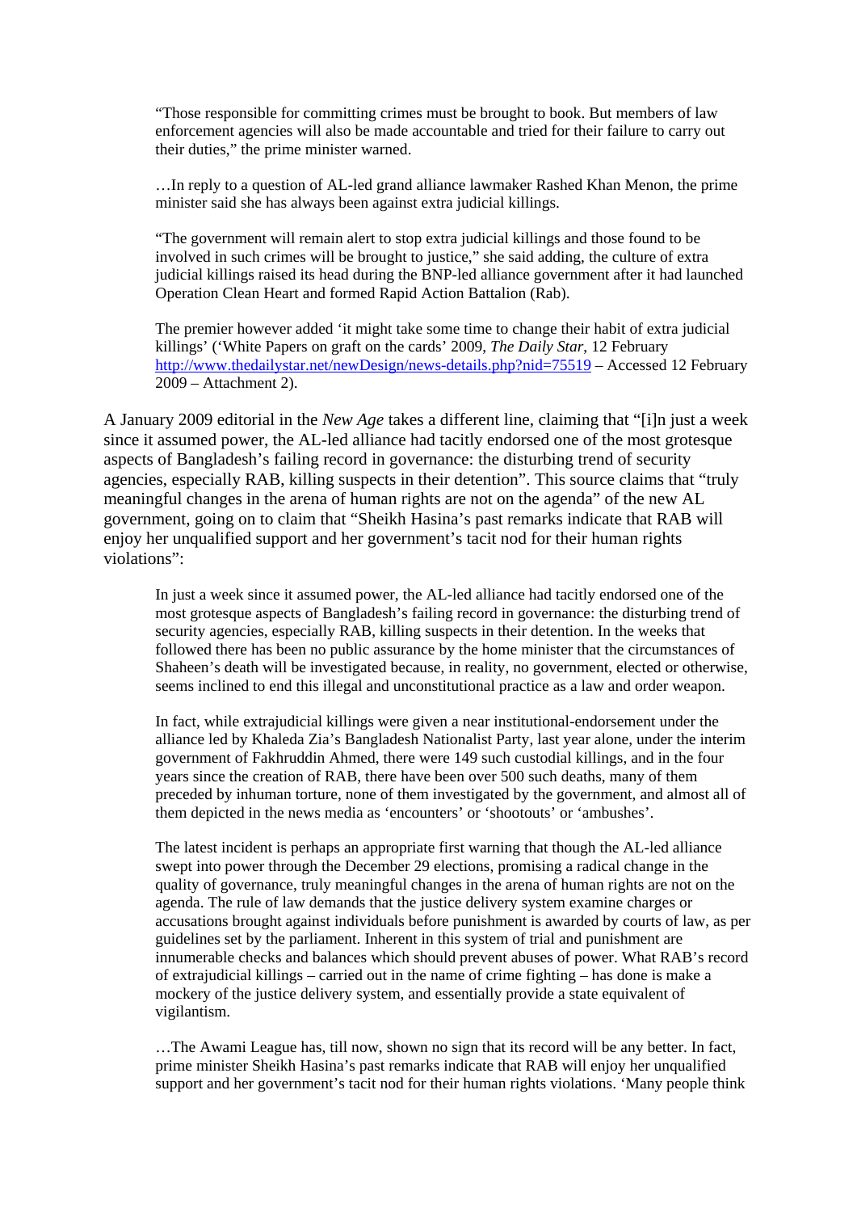> "Those responsible for committing crimes must be brought to book. But members of law enforcement agencies will also be made accountable and tried for their failure to carry out their duties," the prime minister warned.
>
> …In reply to a question of AL-led grand alliance lawmaker Rashed Khan Menon, the prime minister said she has always been against extra judicial killings.
>
> "The government will remain alert to stop extra judicial killings and those found to be involved in such crimes will be brought to justice," she said adding, the culture of extra judicial killings raised its head during the BNP-led alliance government after it had launched Operation Clean Heart and formed Rapid Action Battalion (Rab).
>
> The premier however added 'it might take some time to change their habit of extra judicial killings' ('White Papers on graft on the cards' 2009, *The Daily Star*, 12 February http://www.thedailystar.net/newDesign/news-details.php?nid=75519 – Accessed 12 February 2009 – Attachment 2).

A January 2009 editorial in the *New Age* takes a different line, claiming that "[i]n just a week since it assumed power, the AL-led alliance had tacitly endorsed one of the most grotesque aspects of Bangladesh's failing record in governance: the disturbing trend of security agencies, especially RAB, killing suspects in their detention". This source claims that "truly meaningful changes in the arena of human rights are not on the agenda" of the new AL government, going on to claim that "Sheikh Hasina's past remarks indicate that RAB will enjoy her unqualified support and her government's tacit nod for their human rights violations":

> In just a week since it assumed power, the AL-led alliance had tacitly endorsed one of the most grotesque aspects of Bangladesh's failing record in governance: the disturbing trend of security agencies, especially RAB, killing suspects in their detention. In the weeks that followed there has been no public assurance by the home minister that the circumstances of Shaheen's death will be investigated because, in reality, no government, elected or otherwise, seems inclined to end this illegal and unconstitutional practice as a law and order weapon.
>
> In fact, while extrajudicial killings were given a near institutional-endorsement under the alliance led by Khaleda Zia's Bangladesh Nationalist Party, last year alone, under the interim government of Fakhruddin Ahmed, there were 149 such custodial killings, and in the four years since the creation of RAB, there have been over 500 such deaths, many of them preceded by inhuman torture, none of them investigated by the government, and almost all of them depicted in the news media as 'encounters' or 'shootouts' or 'ambushes'.
>
> The latest incident is perhaps an appropriate first warning that though the AL-led alliance swept into power through the December 29 elections, promising a radical change in the quality of governance, truly meaningful changes in the arena of human rights are not on the agenda. The rule of law demands that the justice delivery system examine charges or accusations brought against individuals before punishment is awarded by courts of law, as per guidelines set by the parliament. Inherent in this system of trial and punishment are innumerable checks and balances which should prevent abuses of power. What RAB's record of extrajudicial killings – carried out in the name of crime fighting – has done is make a mockery of the justice delivery system, and essentially provide a state equivalent of vigilantism.
>
> …The Awami League has, till now, shown no sign that its record will be any better. In fact, prime minister Sheikh Hasina's past remarks indicate that RAB will enjoy her unqualified support and her government's tacit nod for their human rights violations. 'Many people think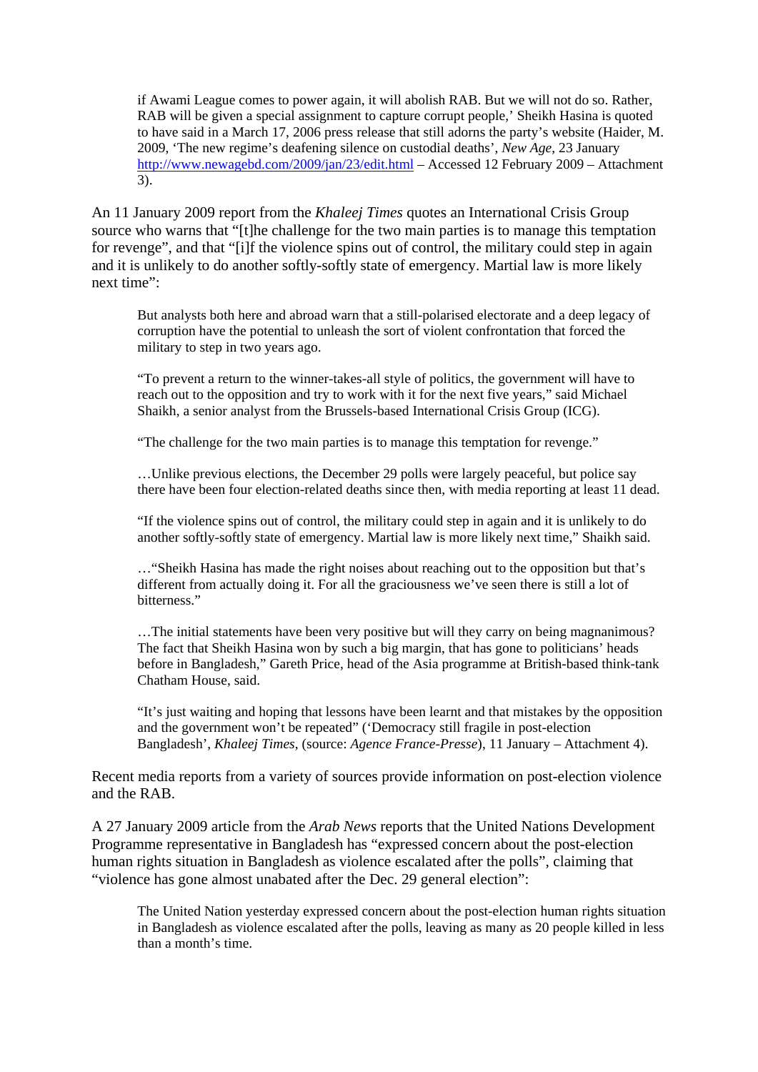> if Awami League comes to power again, it will abolish RAB. But we will not do so. Rather, RAB will be given a special assignment to capture corrupt people,' Sheikh Hasina is quoted to have said in a March 17, 2006 press release that still adorns the party's website (Haider, M. 2009, 'The new regime's deafening silence on custodial deaths', *New Age*, 23 January http://www.newagebd.com/2009/jan/23/edit.html – Accessed 12 February 2009 – Attachment 3).

An 11 January 2009 report from the *Khaleej Times* quotes an International Crisis Group source who warns that "[t]he challenge for the two main parties is to manage this temptation for revenge", and that "[i]f the violence spins out of control, the military could step in again and it is unlikely to do another softly-softly state of emergency. Martial law is more likely next time":

> But analysts both here and abroad warn that a still-polarised electorate and a deep legacy of corruption have the potential to unleash the sort of violent confrontation that forced the military to step in two years ago.
>
> "To prevent a return to the winner-takes-all style of politics, the government will have to reach out to the opposition and try to work with it for the next five years," said Michael Shaikh, a senior analyst from the Brussels-based International Crisis Group (ICG).
>
> "The challenge for the two main parties is to manage this temptation for revenge."
>
> …Unlike previous elections, the December 29 polls were largely peaceful, but police say there have been four election-related deaths since then, with media reporting at least 11 dead.
>
> "If the violence spins out of control, the military could step in again and it is unlikely to do another softly-softly state of emergency. Martial law is more likely next time," Shaikh said.
>
> …"Sheikh Hasina has made the right noises about reaching out to the opposition but that's different from actually doing it. For all the graciousness we've seen there is still a lot of bitterness."
>
> …The initial statements have been very positive but will they carry on being magnanimous? The fact that Sheikh Hasina won by such a big margin, that has gone to politicians' heads before in Bangladesh," Gareth Price, head of the Asia programme at British-based think-tank Chatham House, said.
>
> "It's just waiting and hoping that lessons have been learnt and that mistakes by the opposition and the government won't be repeated" ('Democracy still fragile in post-election Bangladesh', *Khaleej Times*, (source: *Agence France-Presse*), 11 January – Attachment 4).

Recent media reports from a variety of sources provide information on post-election violence and the RAB.

A 27 January 2009 article from the *Arab News* reports that the United Nations Development Programme representative in Bangladesh has "expressed concern about the post-election human rights situation in Bangladesh as violence escalated after the polls", claiming that "violence has gone almost unabated after the Dec. 29 general election":

> The United Nation yesterday expressed concern about the post-election human rights situation in Bangladesh as violence escalated after the polls, leaving as many as 20 people killed in less than a month's time.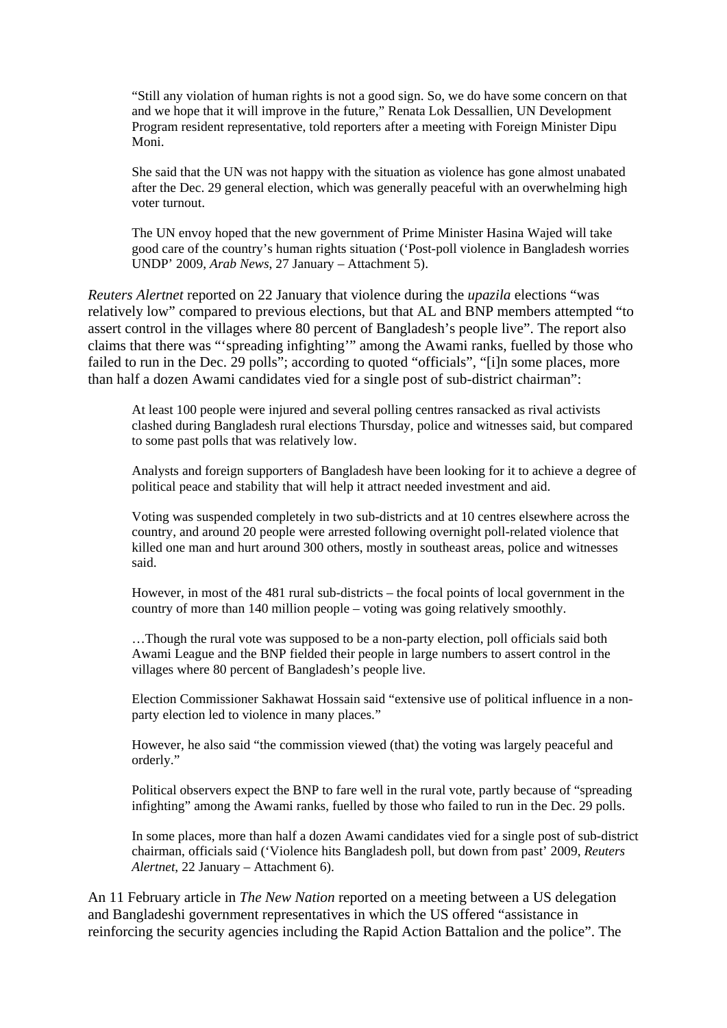> "Still any violation of human rights is not a good sign. So, we do have some concern on that and we hope that it will improve in the future," Renata Lok Dessallien, UN Development Program resident representative, told reporters after a meeting with Foreign Minister Dipu Moni.
>
> She said that the UN was not happy with the situation as violence has gone almost unabated after the Dec. 29 general election, which was generally peaceful with an overwhelming high voter turnout.
>
> The UN envoy hoped that the new government of Prime Minister Hasina Wajed will take good care of the country's human rights situation ('Post-poll violence in Bangladesh worries UNDP' 2009, *Arab News*, 27 January – Attachment 5).

*Reuters Alertnet* reported on 22 January that violence during the *upazila* elections "was relatively low" compared to previous elections, but that AL and BNP members attempted "to assert control in the villages where 80 percent of Bangladesh's people live". The report also claims that there was "'spreading infighting'" among the Awami ranks, fuelled by those who failed to run in the Dec. 29 polls"; according to quoted "officials", "[i]n some places, more than half a dozen Awami candidates vied for a single post of sub-district chairman":

> At least 100 people were injured and several polling centres ransacked as rival activists clashed during Bangladesh rural elections Thursday, police and witnesses said, but compared to some past polls that was relatively low.
>
> Analysts and foreign supporters of Bangladesh have been looking for it to achieve a degree of political peace and stability that will help it attract needed investment and aid.
>
> Voting was suspended completely in two sub-districts and at 10 centres elsewhere across the country, and around 20 people were arrested following overnight poll-related violence that killed one man and hurt around 300 others, mostly in southeast areas, police and witnesses said.
>
> However, in most of the 481 rural sub-districts – the focal points of local government in the country of more than 140 million people – voting was going relatively smoothly.
>
> …Though the rural vote was supposed to be a non-party election, poll officials said both Awami League and the BNP fielded their people in large numbers to assert control in the villages where 80 percent of Bangladesh's people live.
>
> Election Commissioner Sakhawat Hossain said "extensive use of political influence in a non-party election led to violence in many places."
>
> However, he also said "the commission viewed (that) the voting was largely peaceful and orderly."
>
> Political observers expect the BNP to fare well in the rural vote, partly because of "spreading infighting" among the Awami ranks, fuelled by those who failed to run in the Dec. 29 polls.
>
> In some places, more than half a dozen Awami candidates vied for a single post of sub-district chairman, officials said ('Violence hits Bangladesh poll, but down from past' 2009, *Reuters Alertnet*, 22 January – Attachment 6).

An 11 February article in *The New Nation* reported on a meeting between a US delegation and Bangladeshi government representatives in which the US offered "assistance in reinforcing the security agencies including the Rapid Action Battalion and the police". The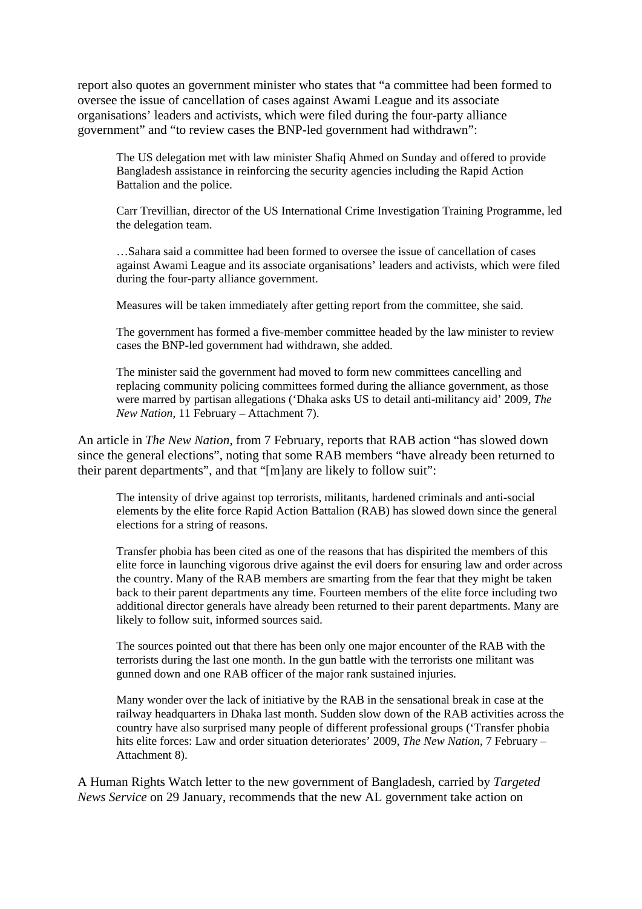report also quotes an government minister who states that "a committee had been formed to oversee the issue of cancellation of cases against Awami League and its associate organisations' leaders and activists, which were filed during the four-party alliance government" and "to review cases the BNP-led government had withdrawn":

> The US delegation met with law minister Shafiq Ahmed on Sunday and offered to provide Bangladesh assistance in reinforcing the security agencies including the Rapid Action Battalion and the police.
>
> Carr Trevillian, director of the US International Crime Investigation Training Programme, led the delegation team.
>
> …Sahara said a committee had been formed to oversee the issue of cancellation of cases against Awami League and its associate organisations' leaders and activists, which were filed during the four-party alliance government.
>
> Measures will be taken immediately after getting report from the committee, she said.
>
> The government has formed a five-member committee headed by the law minister to review cases the BNP-led government had withdrawn, she added.
>
> The minister said the government had moved to form new committees cancelling and replacing community policing committees formed during the alliance government, as those were marred by partisan allegations ('Dhaka asks US to detail anti-militancy aid' 2009, *The New Nation*, 11 February – Attachment 7).

An article in *The New Nation*, from 7 February, reports that RAB action "has slowed down since the general elections", noting that some RAB members "have already been returned to their parent departments", and that "[m]any are likely to follow suit":

> The intensity of drive against top terrorists, militants, hardened criminals and anti-social elements by the elite force Rapid Action Battalion (RAB) has slowed down since the general elections for a string of reasons.
>
> Transfer phobia has been cited as one of the reasons that has dispirited the members of this elite force in launching vigorous drive against the evil doers for ensuring law and order across the country. Many of the RAB members are smarting from the fear that they might be taken back to their parent departments any time. Fourteen members of the elite force including two additional director generals have already been returned to their parent departments. Many are likely to follow suit, informed sources said.
>
> The sources pointed out that there has been only one major encounter of the RAB with the terrorists during the last one month. In the gun battle with the terrorists one militant was gunned down and one RAB officer of the major rank sustained injuries.
>
> Many wonder over the lack of initiative by the RAB in the sensational break in case at the railway headquarters in Dhaka last month. Sudden slow down of the RAB activities across the country have also surprised many people of different professional groups ('Transfer phobia hits elite forces: Law and order situation deteriorates' 2009, *The New Nation*, 7 February – Attachment 8).

A Human Rights Watch letter to the new government of Bangladesh, carried by *Targeted News Service* on 29 January, recommends that the new AL government take action on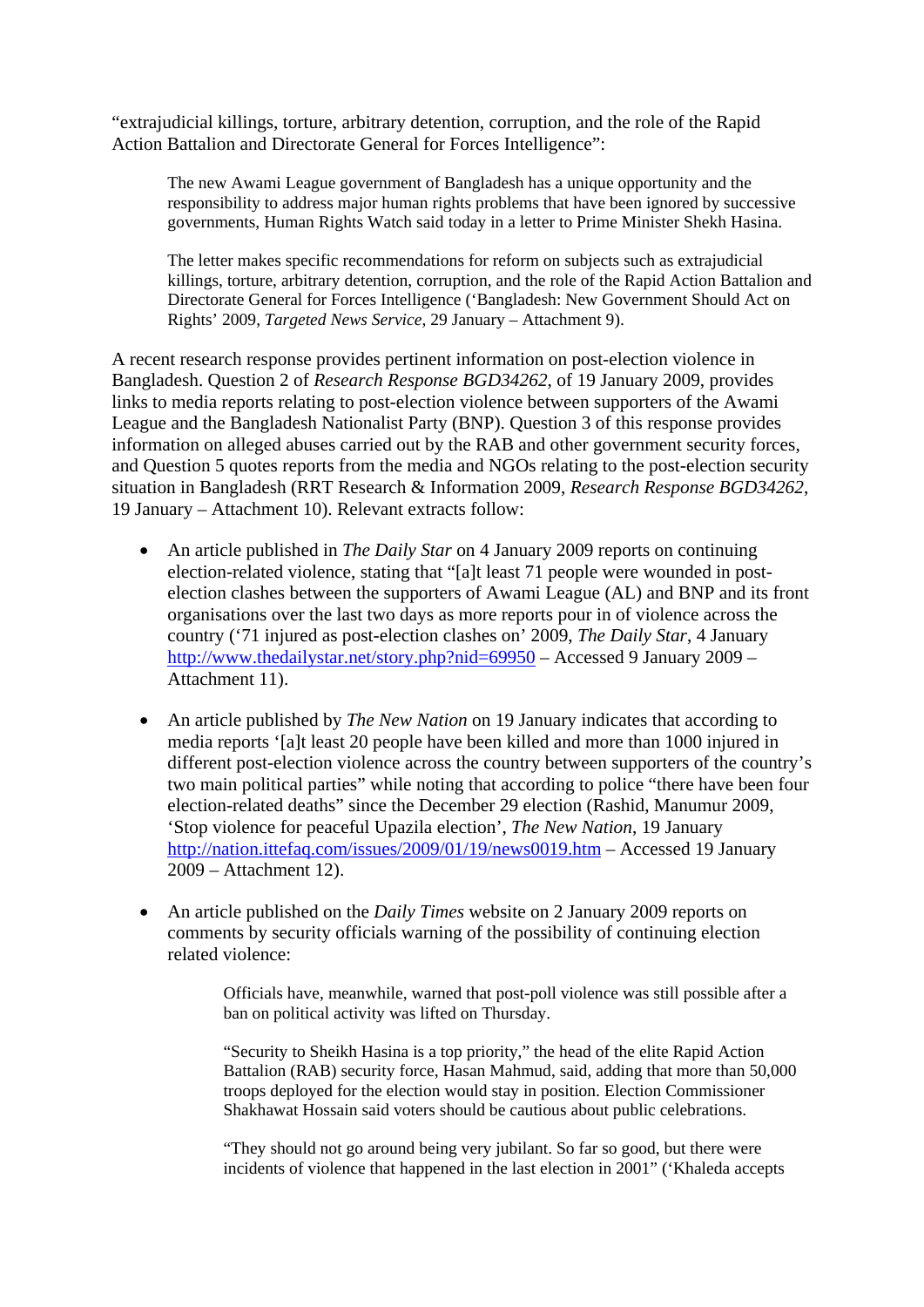"extrajudicial killings, torture, arbitrary detention, corruption, and the role of the Rapid Action Battalion and Directorate General for Forces Intelligence":

> The new Awami League government of Bangladesh has a unique opportunity and the responsibility to address major human rights problems that have been ignored by successive governments, Human Rights Watch said today in a letter to Prime Minister Shekh Hasina.
>
> The letter makes specific recommendations for reform on subjects such as extrajudicial killings, torture, arbitrary detention, corruption, and the role of the Rapid Action Battalion and Directorate General for Forces Intelligence ('Bangladesh: New Government Should Act on Rights' 2009, *Targeted News Service*, 29 January – Attachment 9).

A recent research response provides pertinent information on post-election violence in Bangladesh. Question 2 of *Research Response BGD34262*, of 19 January 2009, provides links to media reports relating to post-election violence between supporters of the Awami League and the Bangladesh Nationalist Party (BNP). Question 3 of this response provides information on alleged abuses carried out by the RAB and other government security forces, and Question 5 quotes reports from the media and NGOs relating to the post-election security situation in Bangladesh (RRT Research & Information 2009, *Research Response BGD34262*, 19 January – Attachment 10). Relevant extracts follow:

- An article published in *The Daily Star* on 4 January 2009 reports on continuing election-related violence, stating that "[a]t least 71 people were wounded in post-election clashes between the supporters of Awami League (AL) and BNP and its front organisations over the last two days as more reports pour in of violence across the country ('71 injured as post-election clashes on' 2009, *The Daily Star*, 4 January http://www.thedailystar.net/story.php?nid=69950 – Accessed 9 January 2009 – Attachment 11).

- An article published by *The New Nation* on 19 January indicates that according to media reports '[a]t least 20 people have been killed and more than 1000 injured in different post-election violence across the country between supporters of the country's two main political parties" while noting that according to police "there have been four election-related deaths" since the December 29 election (Rashid, Manumur 2009, 'Stop violence for peaceful Upazila election', *The New Nation*, 19 January http://nation.ittefaq.com/issues/2009/01/19/news0019.htm – Accessed 19 January 2009 – Attachment 12).

- An article published on the *Daily Times* website on 2 January 2009 reports on comments by security officials warning of the possibility of continuing election related violence:

  > Officials have, meanwhile, warned that post-poll violence was still possible after a ban on political activity was lifted on Thursday.
  >
  > "Security to Sheikh Hasina is a top priority," the head of the elite Rapid Action Battalion (RAB) security force, Hasan Mahmud, said, adding that more than 50,000 troops deployed for the election would stay in position. Election Commissioner Shakhawat Hossain said voters should be cautious about public celebrations.
  >
  > "They should not go around being very jubilant. So far so good, but there were incidents of violence that happened in the last election in 2001" ('Khaleda accepts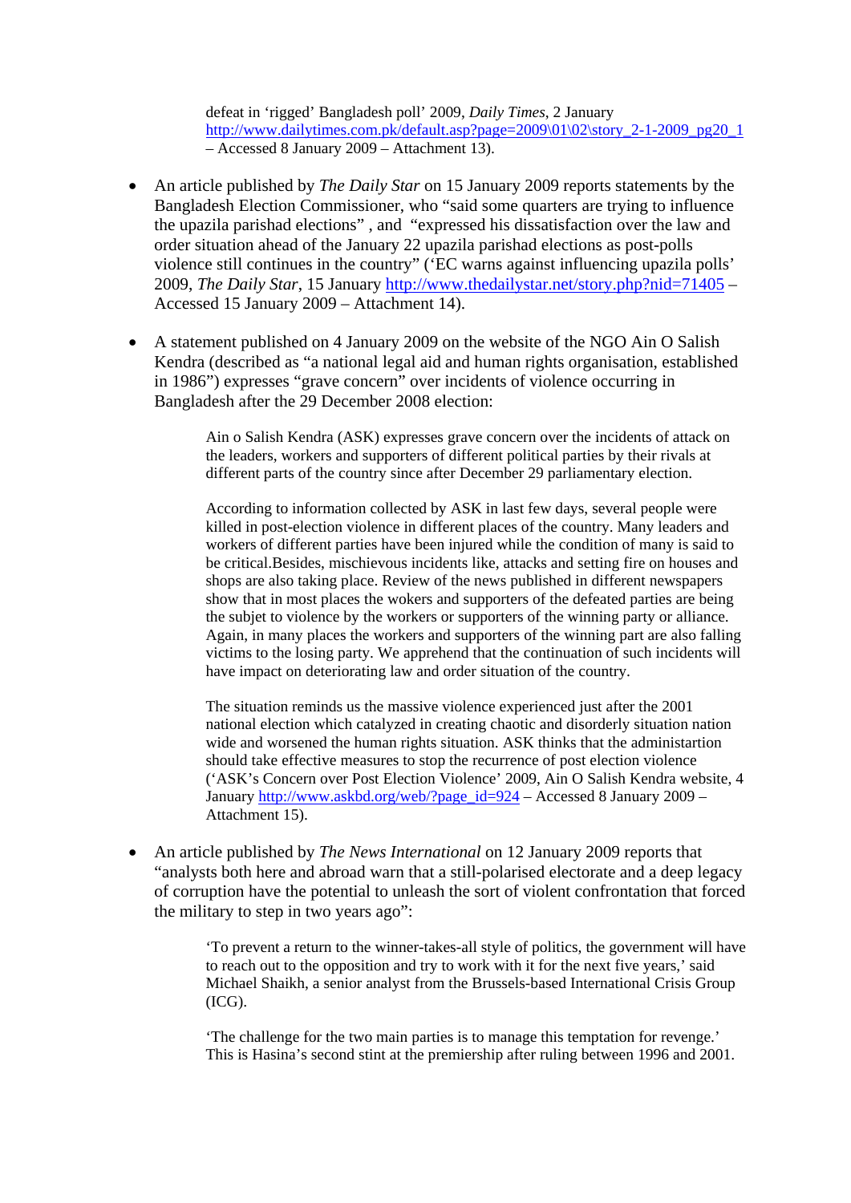defeat in 'rigged' Bangladesh poll' 2009, *Daily Times*, 2 January http://www.dailytimes.com.pk/default.asp?page=2009\01\02\story_2-1-2009_pg20_1 – Accessed 8 January 2009 – Attachment 13).

- An article published by *The Daily Star* on 15 January 2009 reports statements by the Bangladesh Election Commissioner, who "said some quarters are trying to influence the upazila parishad elections" , and "expressed his dissatisfaction over the law and order situation ahead of the January 22 upazila parishad elections as post-polls violence still continues in the country" ('EC warns against influencing upazila polls' 2009, *The Daily Star*, 15 January http://www.thedailystar.net/story.php?nid=71405 – Accessed 15 January 2009 – Attachment 14).

- A statement published on 4 January 2009 on the website of the NGO Ain O Salish Kendra (described as "a national legal aid and human rights organisation, established in 1986") expresses "grave concern" over incidents of violence occurring in Bangladesh after the 29 December 2008 election:

  > Ain o Salish Kendra (ASK) expresses grave concern over the incidents of attack on the leaders, workers and supporters of different political parties by their rivals at different parts of the country since after December 29 parliamentary election.
  >
  > According to information collected by ASK in last few days, several people were killed in post-election violence in different places of the country. Many leaders and workers of different parties have been injured while the condition of many is said to be critical.Besides, mischievous incidents like, attacks and setting fire on houses and shops are also taking place. Review of the news published in different newspapers show that in most places the wokers and supporters of the defeated parties are being the subjet to violence by the workers or supporters of the winning party or alliance. Again, in many places the workers and supporters of the winning part are also falling victims to the losing party. We apprehend that the continuation of such incidents will have impact on deteriorating law and order situation of the country.
  >
  > The situation reminds us the massive violence experienced just after the 2001 national election which catalyzed in creating chaotic and disorderly situation nation wide and worsened the human rights situation. ASK thinks that the administartion should take effective measures to stop the recurrence of post election violence ('ASK's Concern over Post Election Violence' 2009, Ain O Salish Kendra website, 4 January http://www.askbd.org/web/?page_id=924 – Accessed 8 January 2009 – Attachment 15).

- An article published by *The News International* on 12 January 2009 reports that "analysts both here and abroad warn that a still-polarised electorate and a deep legacy of corruption have the potential to unleash the sort of violent confrontation that forced the military to step in two years ago":

  > 'To prevent a return to the winner-takes-all style of politics, the government will have to reach out to the opposition and try to work with it for the next five years,' said Michael Shaikh, a senior analyst from the Brussels-based International Crisis Group (ICG).
  >
  > 'The challenge for the two main parties is to manage this temptation for revenge.' This is Hasina's second stint at the premiership after ruling between 1996 and 2001.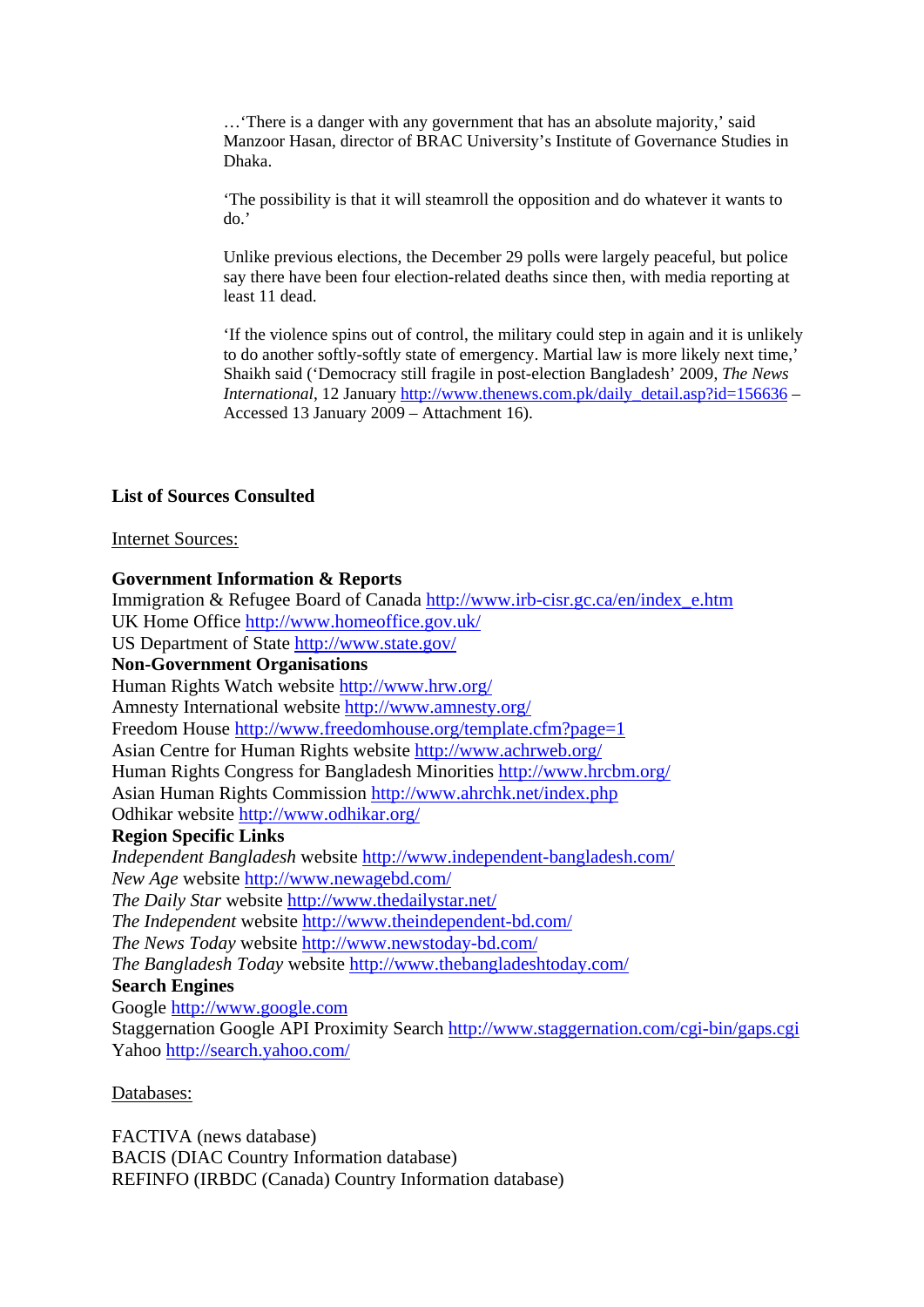…'There is a danger with any government that has an absolute majority,' said Manzoor Hasan, director of BRAC University's Institute of Governance Studies in Dhaka.

'The possibility is that it will steamroll the opposition and do whatever it wants to do.'

Unlike previous elections, the December 29 polls were largely peaceful, but police say there have been four election-related deaths since then, with media reporting at least 11 dead.

'If the violence spins out of control, the military could step in again and it is unlikely to do another softly-softly state of emergency. Martial law is more likely next time,' Shaikh said ('Democracy still fragile in post-election Bangladesh' 2009, *The News International*, 12 January http://www.thenews.com.pk/daily_detail.asp?id=156636 – Accessed 13 January 2009 – Attachment 16).

**List of Sources Consulted**

Internet Sources:

**Government Information & Reports**
Immigration & Refugee Board of Canada http://www.irb-cisr.gc.ca/en/index_e.htm
UK Home Office http://www.homeoffice.gov.uk/
US Department of State http://www.state.gov/
**Non-Government Organisations**
Human Rights Watch website http://www.hrw.org/
Amnesty International website http://www.amnesty.org/
Freedom House http://www.freedomhouse.org/template.cfm?page=1
Asian Centre for Human Rights website http://www.achrweb.org/
Human Rights Congress for Bangladesh Minorities http://www.hrcbm.org/
Asian Human Rights Commission http://www.ahrchk.net/index.php
Odhikar website http://www.odhikar.org/
**Region Specific Links**
*Independent Bangladesh* website http://www.independent-bangladesh.com/
*New Age* website http://www.newagebd.com/
*The Daily Star* website http://www.thedailystar.net/
*The Independent* website http://www.theindependent-bd.com/
*The News Today* website http://www.newstoday-bd.com/
*The Bangladesh Today* website http://www.thebangladeshtoday.com/
**Search Engines**
Google http://www.google.com
Staggernation Google API Proximity Search http://www.staggernation.com/cgi-bin/gaps.cgi
Yahoo http://search.yahoo.com/

Databases:

FACTIVA (news database)
BACIS (DIAC Country Information database)
REFINFO (IRBDC (Canada) Country Information database)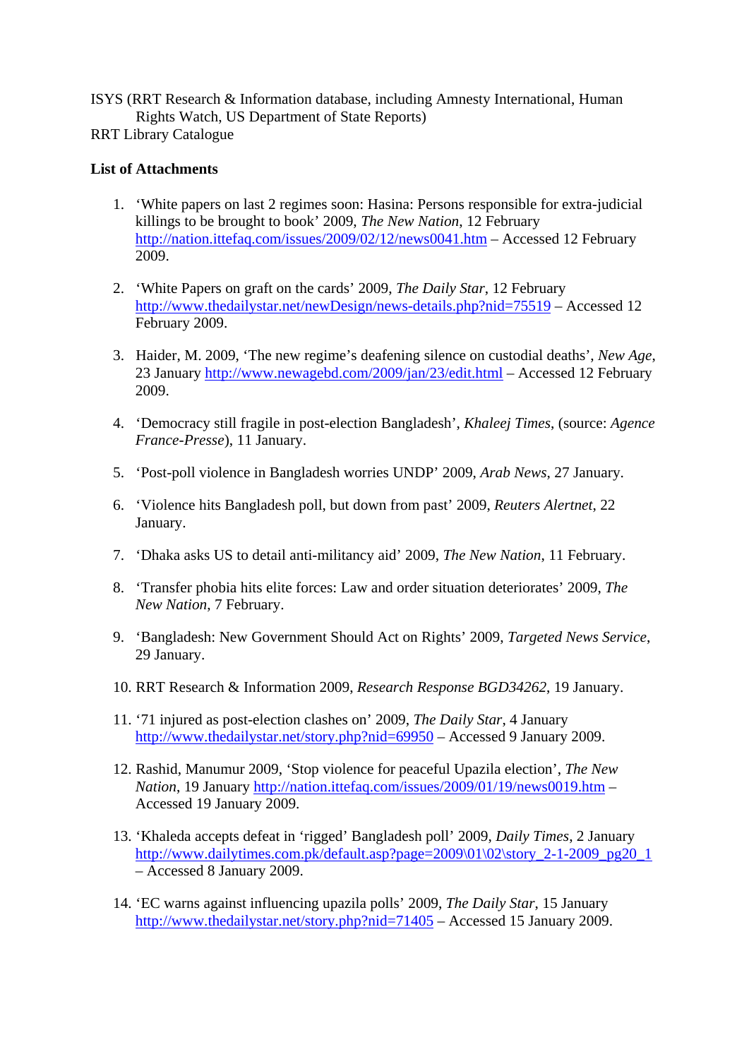ISYS (RRT Research & Information database, including Amnesty International, Human Rights Watch, US Department of State Reports)
RRT Library Catalogue

**List of Attachments**

1. 'White papers on last 2 regimes soon: Hasina: Persons responsible for extra-judicial killings to be brought to book' 2009, *The New Nation*, 12 February http://nation.ittefaq.com/issues/2009/02/12/news0041.htm – Accessed 12 February 2009.

2. 'White Papers on graft on the cards' 2009, *The Daily Star*, 12 February http://www.thedailystar.net/newDesign/news-details.php?nid=75519 – Accessed 12 February 2009.

3. Haider, M. 2009, 'The new regime's deafening silence on custodial deaths', *New Age*, 23 January http://www.newagebd.com/2009/jan/23/edit.html – Accessed 12 February 2009.

4. 'Democracy still fragile in post-election Bangladesh', *Khaleej Times*, (source: *Agence France-Presse*), 11 January.

5. 'Post-poll violence in Bangladesh worries UNDP' 2009, *Arab News*, 27 January.

6. 'Violence hits Bangladesh poll, but down from past' 2009, *Reuters Alertnet*, 22 January.

7. 'Dhaka asks US to detail anti-militancy aid' 2009, *The New Nation*, 11 February.

8. 'Transfer phobia hits elite forces: Law and order situation deteriorates' 2009, *The New Nation*, 7 February.

9. 'Bangladesh: New Government Should Act on Rights' 2009, *Targeted News Service*, 29 January.

10. RRT Research & Information 2009, *Research Response BGD34262*, 19 January.

11. '71 injured as post-election clashes on' 2009, *The Daily Star*, 4 January http://www.thedailystar.net/story.php?nid=69950 – Accessed 9 January 2009.

12. Rashid, Manumur 2009, 'Stop violence for peaceful Upazila election', *The New Nation*, 19 January http://nation.ittefaq.com/issues/2009/01/19/news0019.htm – Accessed 19 January 2009.

13. 'Khaleda accepts defeat in 'rigged' Bangladesh poll' 2009, *Daily Times*, 2 January http://www.dailytimes.com.pk/default.asp?page=2009\01\02\story_2-1-2009_pg20_1 – Accessed 8 January 2009.

14. 'EC warns against influencing upazila polls' 2009, *The Daily Star*, 15 January http://www.thedailystar.net/story.php?nid=71405 – Accessed 15 January 2009.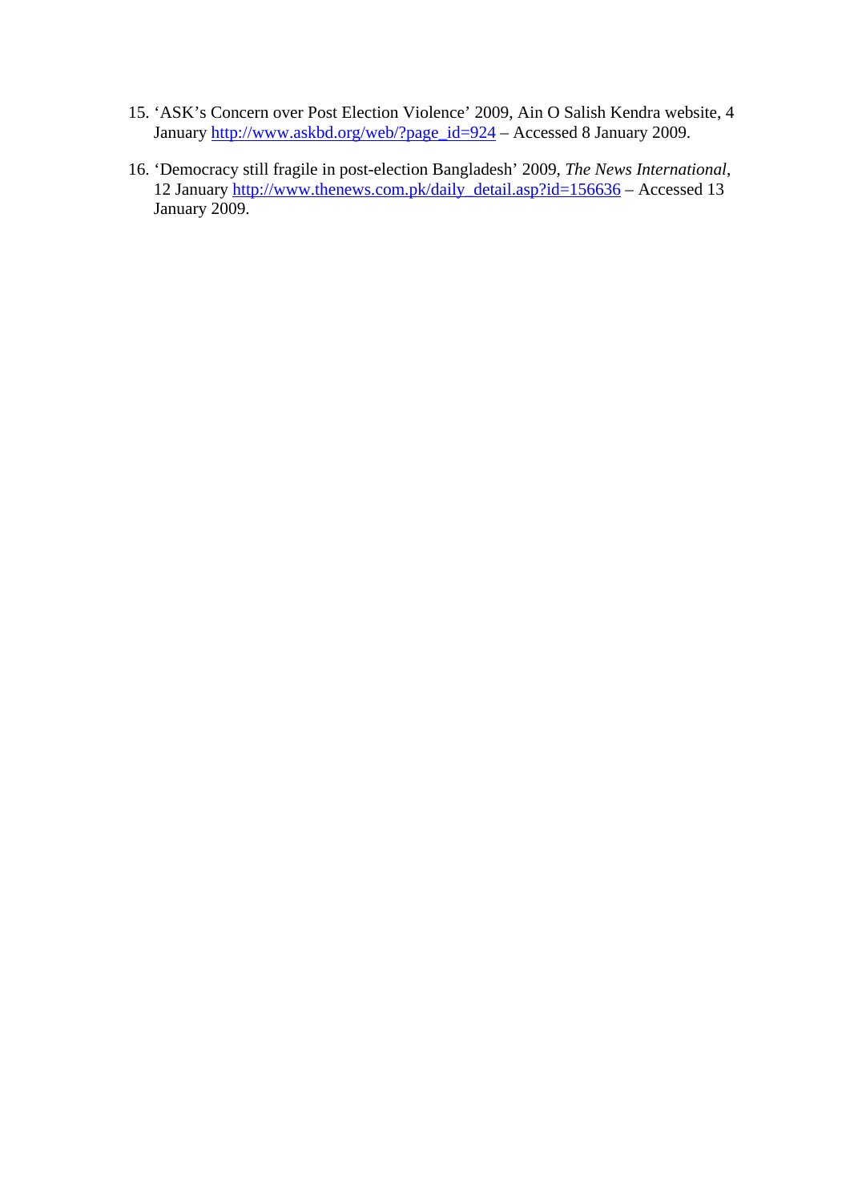15. 'ASK's Concern over Post Election Violence' 2009, Ain O Salish Kendra website, 4 January http://www.askbd.org/web/?page_id=924 – Accessed 8 January 2009.

16. 'Democracy still fragile in post-election Bangladesh' 2009, *The News International*, 12 January http://www.thenews.com.pk/daily_detail.asp?id=156636 – Accessed 13 January 2009.